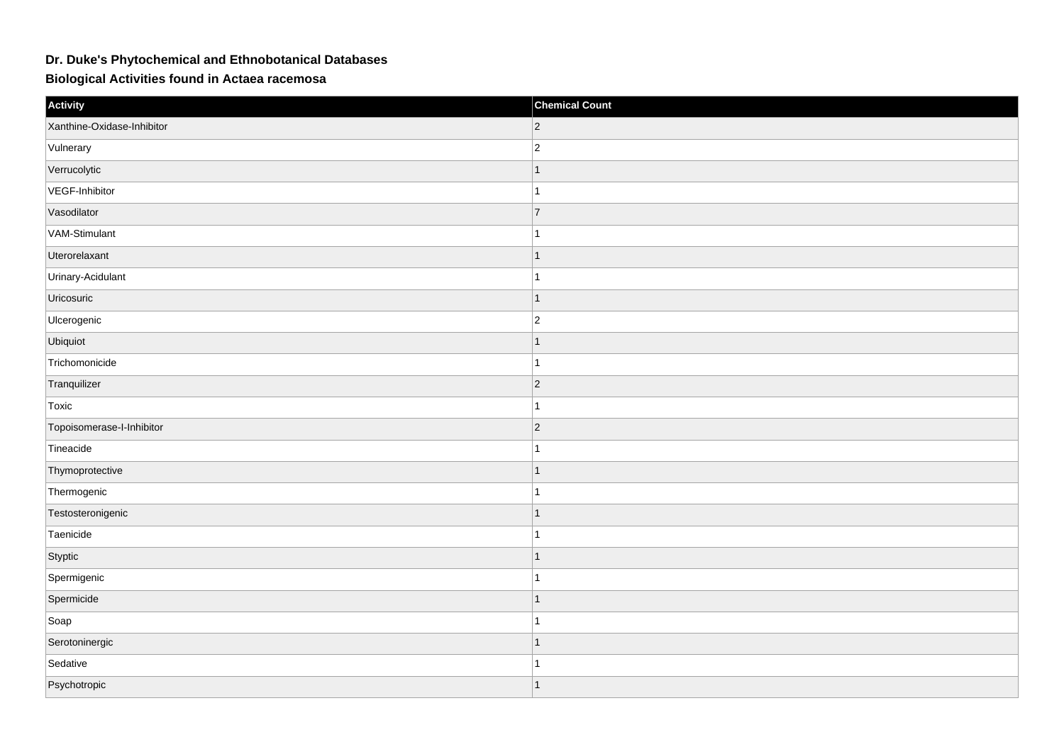# Dr. Duke's Phytochemical and Ethnobotanical Databases

## Biological Activities found in Actaea racemosa

| Activity | Chemical Count |
| --- | --- |
| Xanthine-Oxidase-Inhibitor | 2 |
| Vulnerary | 2 |
| Verrucolytic | 1 |
| VEGF-Inhibitor | 1 |
| Vasodilator | 7 |
| VAM-Stimulant | 1 |
| Uterorelaxant | 1 |
| Urinary-Acidulant | 1 |
| Uricosuric | 1 |
| Ulcerogenic | 2 |
| Ubiquiot | 1 |
| Trichomonicide | 1 |
| Tranquilizer | 2 |
| Toxic | 1 |
| Topoisomerase-I-Inhibitor | 2 |
| Tineacide | 1 |
| Thymoprotective | 1 |
| Thermogenic | 1 |
| Testosteronigenic | 1 |
| Taenicide | 1 |
| Styptic | 1 |
| Spermigenic | 1 |
| Spermicide | 1 |
| Soap | 1 |
| Serotoninergic | 1 |
| Sedative | 1 |
| Psychotropic | 1 |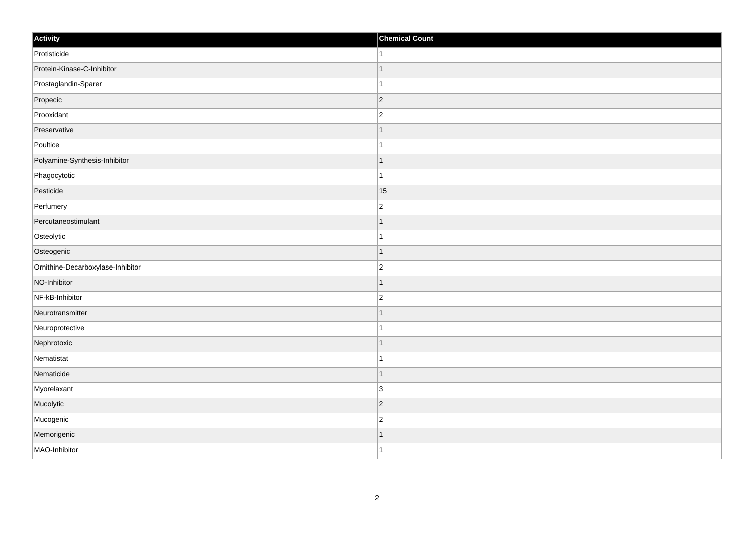| Activity | Chemical Count |
| --- | --- |
| Protisticide | 1 |
| Protein-Kinase-C-Inhibitor | 1 |
| Prostaglandin-Sparer | 1 |
| Propecic | 2 |
| Prooxidant | 2 |
| Preservative | 1 |
| Poultice | 1 |
| Polyamine-Synthesis-Inhibitor | 1 |
| Phagocytotic | 1 |
| Pesticide | 15 |
| Perfumery | 2 |
| Percutaneostimulant | 1 |
| Osteolytic | 1 |
| Osteogenic | 1 |
| Ornithine-Decarboxylase-Inhibitor | 2 |
| NO-Inhibitor | 1 |
| NF-kB-Inhibitor | 2 |
| Neurotransmitter | 1 |
| Neuroprotective | 1 |
| Nephrotoxic | 1 |
| Nematistat | 1 |
| Nematicide | 1 |
| Myorelaxant | 3 |
| Mucolytic | 2 |
| Mucogenic | 2 |
| Memorigenic | 1 |
| MAO-Inhibitor | 1 |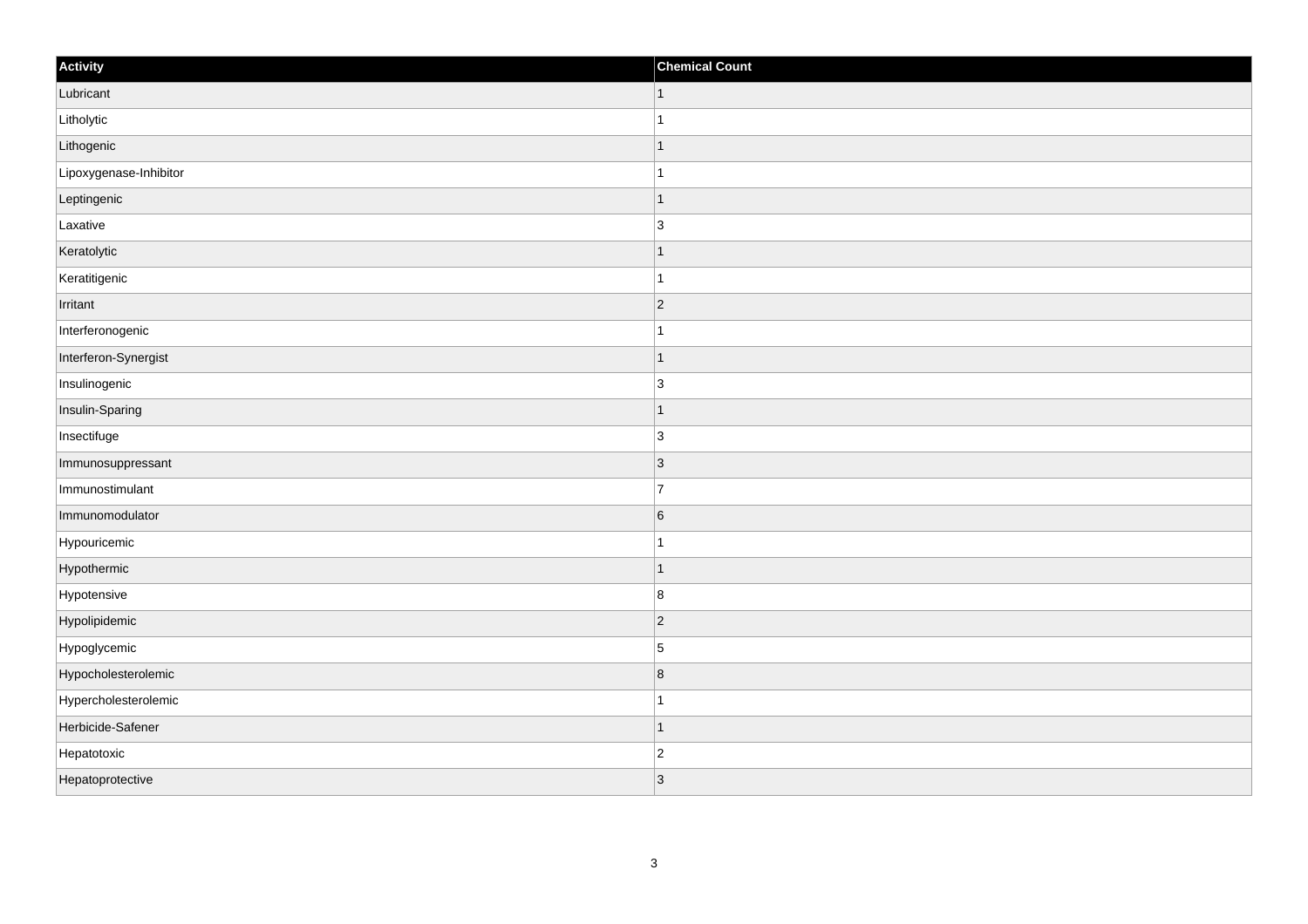| Activity | Chemical Count |
| --- | --- |
| Lubricant | 1 |
| Litholytic | 1 |
| Lithogenic | 1 |
| Lipoxygenase-Inhibitor | 1 |
| Leptingenic | 1 |
| Laxative | 3 |
| Keratolytic | 1 |
| Keratitigenic | 1 |
| Irritant | 2 |
| Interferonogenic | 1 |
| Interferon-Synergist | 1 |
| Insulinogenic | 3 |
| Insulin-Sparing | 1 |
| Insectifuge | 3 |
| Immunosuppressant | 3 |
| Immunostimulant | 7 |
| Immunomodulator | 6 |
| Hypouricemic | 1 |
| Hypothermic | 1 |
| Hypotensive | 8 |
| Hypolipidemic | 2 |
| Hypoglycemic | 5 |
| Hypocholesterolemic | 8 |
| Hypercholesterolemic | 1 |
| Herbicide-Safener | 1 |
| Hepatotoxic | 2 |
| Hepatoprotective | 3 |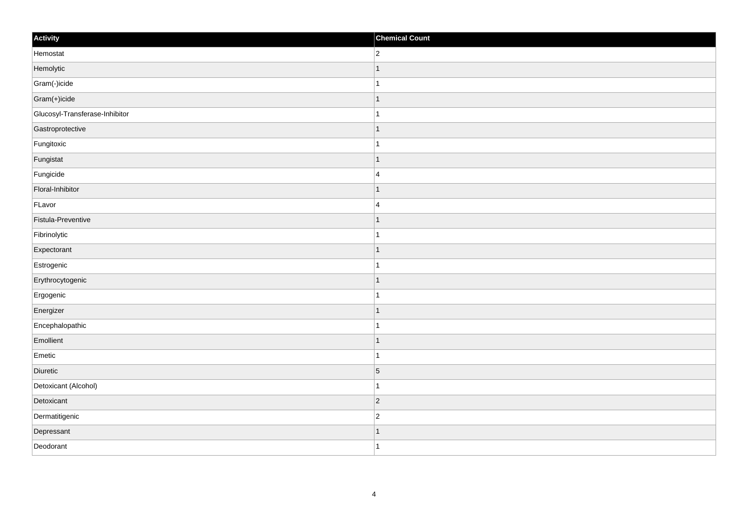| Activity | Chemical Count |
| --- | --- |
| Hemostat | 2 |
| Hemolytic | 1 |
| Gram(-)icide | 1 |
| Gram(+)icide | 1 |
| Glucosyl-Transferase-Inhibitor | 1 |
| Gastroprotective | 1 |
| Fungitoxic | 1 |
| Fungistat | 1 |
| Fungicide | 4 |
| Floral-Inhibitor | 1 |
| FLavor | 4 |
| Fistula-Preventive | 1 |
| Fibrinolytic | 1 |
| Expectorant | 1 |
| Estrogenic | 1 |
| Erythrocytogenic | 1 |
| Ergogenic | 1 |
| Energizer | 1 |
| Encephalopathic | 1 |
| Emollient | 1 |
| Emetic | 1 |
| Diuretic | 5 |
| Detoxicant (Alcohol) | 1 |
| Detoxicant | 2 |
| Dermatitigenic | 2 |
| Depressant | 1 |
| Deodorant | 1 |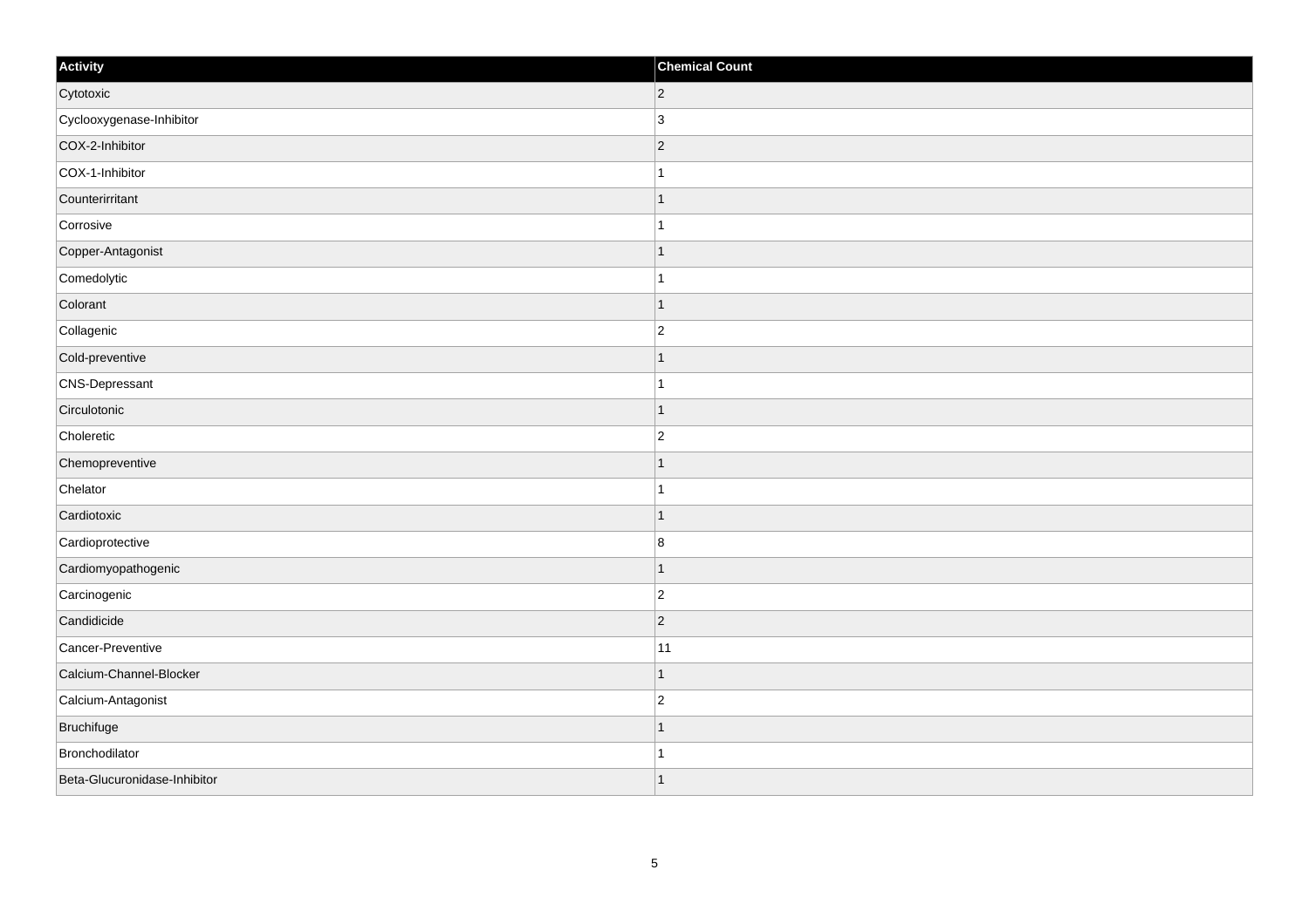| Activity | Chemical Count |
| --- | --- |
| Cytotoxic | 2 |
| Cyclooxygenase-Inhibitor | 3 |
| COX-2-Inhibitor | 2 |
| COX-1-Inhibitor | 1 |
| Counterirritant | 1 |
| Corrosive | 1 |
| Copper-Antagonist | 1 |
| Comedolytic | 1 |
| Colorant | 1 |
| Collagenic | 2 |
| Cold-preventive | 1 |
| CNS-Depressant | 1 |
| Circulotonic | 1 |
| Choleretic | 2 |
| Chemopreventive | 1 |
| Chelator | 1 |
| Cardiotoxic | 1 |
| Cardioprotective | 8 |
| Cardiomyopathogenic | 1 |
| Carcinogenic | 2 |
| Candidicide | 2 |
| Cancer-Preventive | 11 |
| Calcium-Channel-Blocker | 1 |
| Calcium-Antagonist | 2 |
| Bruchifuge | 1 |
| Bronchodilator | 1 |
| Beta-Glucuronidase-Inhibitor | 1 |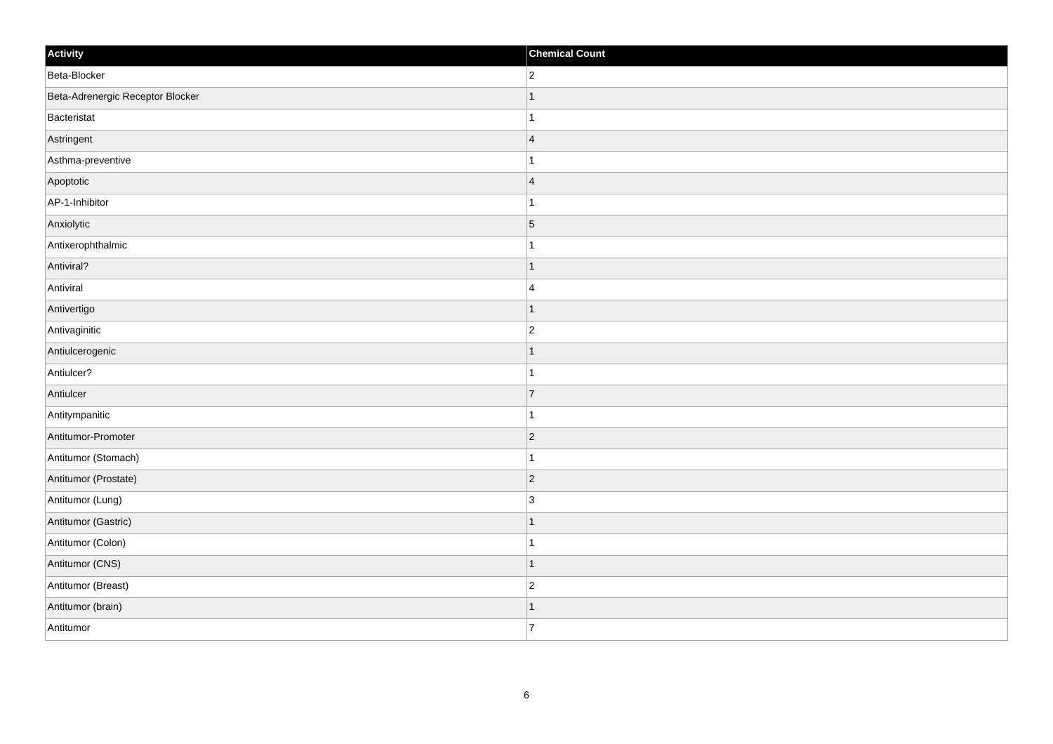| Activity | Chemical Count |
| --- | --- |
| Beta-Blocker | 2 |
| Beta-Adrenergic Receptor Blocker | 1 |
| Bacteristat | 1 |
| Astringent | 4 |
| Asthma-preventive | 1 |
| Apoptotic | 4 |
| AP-1-Inhibitor | 1 |
| Anxiolytic | 5 |
| Antixerophthalmic | 1 |
| Antiviral? | 1 |
| Antiviral | 4 |
| Antivertigo | 1 |
| Antivaginitic | 2 |
| Antiulcerogenic | 1 |
| Antiulcer? | 1 |
| Antiulcer | 7 |
| Antitympanitic | 1 |
| Antitumor-Promoter | 2 |
| Antitumor (Stomach) | 1 |
| Antitumor (Prostate) | 2 |
| Antitumor (Lung) | 3 |
| Antitumor (Gastric) | 1 |
| Antitumor (Colon) | 1 |
| Antitumor (CNS) | 1 |
| Antitumor (Breast) | 2 |
| Antitumor (brain) | 1 |
| Antitumor | 7 |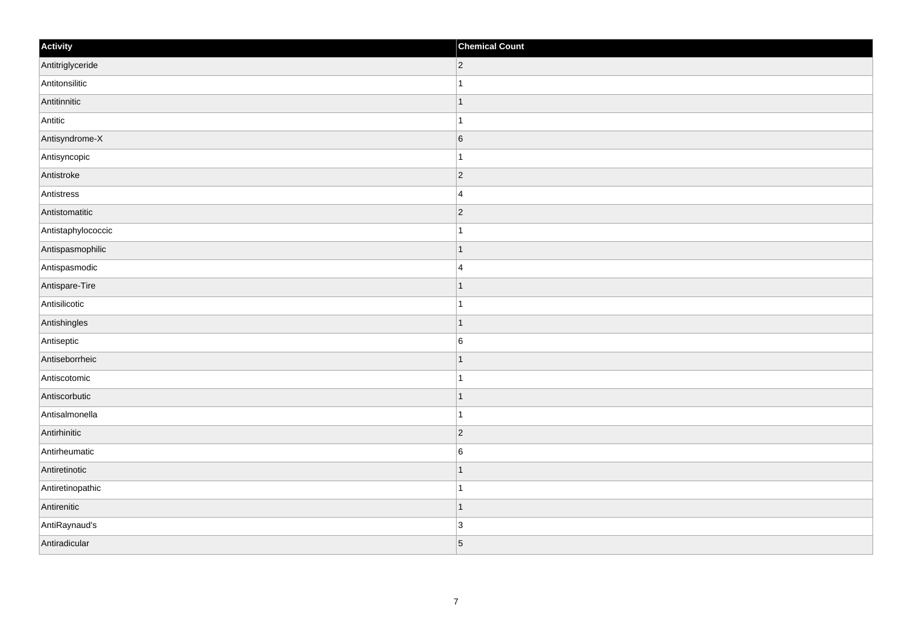| Activity | Chemical Count |
| --- | --- |
| Antitriglyceride | 2 |
| Antitonsilitic | 1 |
| Antitinnitic | 1 |
| Antitic | 1 |
| Antisyndrome-X | 6 |
| Antisyncopic | 1 |
| Antistroke | 2 |
| Antistress | 4 |
| Antistomatitic | 2 |
| Antistaphylococcic | 1 |
| Antispasmophilic | 1 |
| Antispasmodic | 4 |
| Antispare-Tire | 1 |
| Antisilicotic | 1 |
| Antishingles | 1 |
| Antiseptic | 6 |
| Antiseborrheic | 1 |
| Antiscotomic | 1 |
| Antiscorbutic | 1 |
| Antisalmonella | 1 |
| Antirhinitic | 2 |
| Antirheumatic | 6 |
| Antiretinotic | 1 |
| Antiretinopathic | 1 |
| Antirenitic | 1 |
| AntiRaynaud's | 3 |
| Antiradicular | 5 |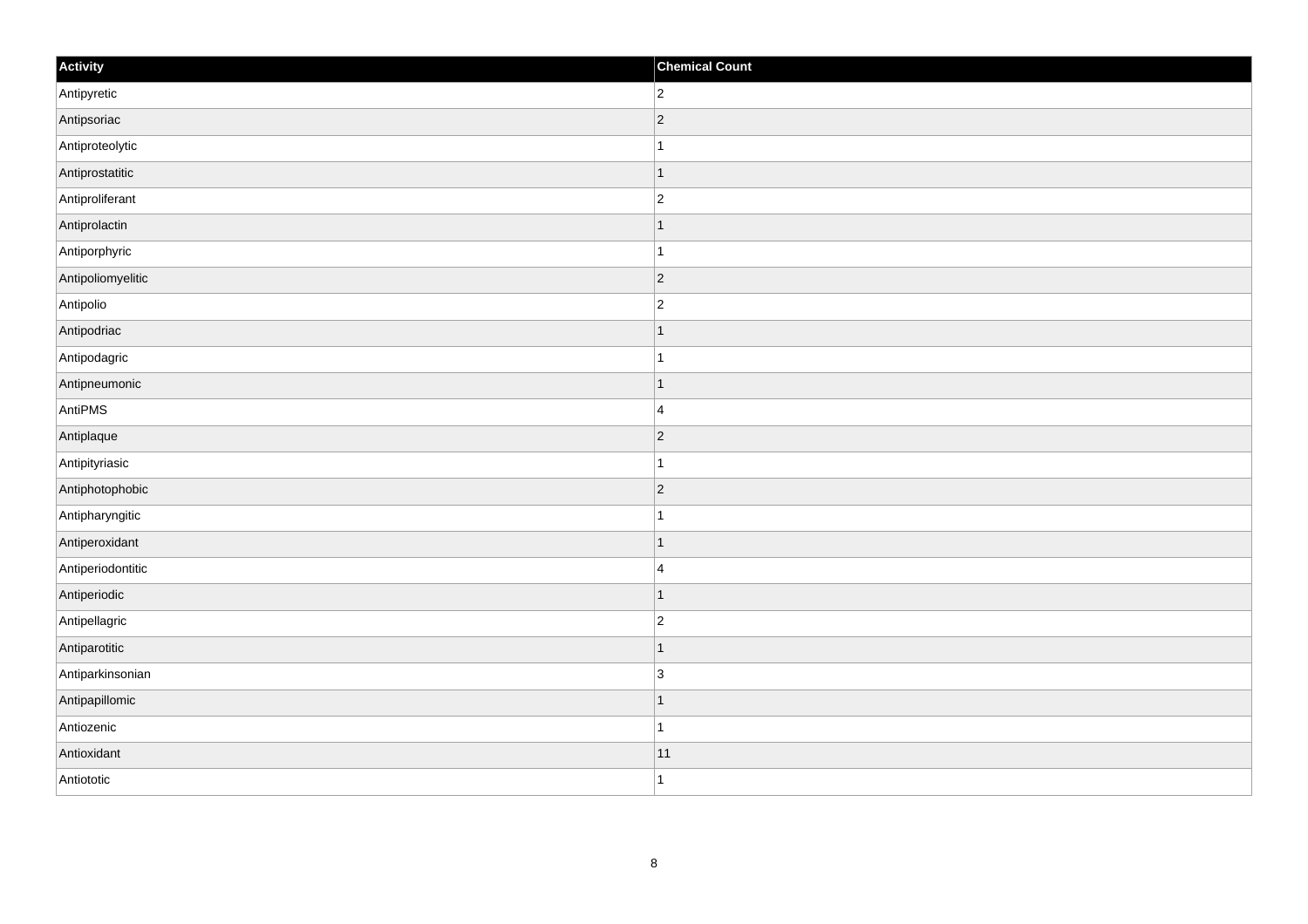| Activity | Chemical Count |
| --- | --- |
| Antipyretic | 2 |
| Antipsoriac | 2 |
| Antiproteolytic | 1 |
| Antiprostatitic | 1 |
| Antiproliferant | 2 |
| Antiprolactin | 1 |
| Antiporphyric | 1 |
| Antipoliomyelitic | 2 |
| Antipolio | 2 |
| Antipodriac | 1 |
| Antipodagric | 1 |
| Antipneumonic | 1 |
| AntiPMS | 4 |
| Antiplaque | 2 |
| Antipityriasic | 1 |
| Antiphotophobic | 2 |
| Antipharyngitic | 1 |
| Antiperoxidant | 1 |
| Antiperiodontitic | 4 |
| Antiperiodic | 1 |
| Antipellagric | 2 |
| Antiparotitic | 1 |
| Antiparkinsonian | 3 |
| Antipapillomic | 1 |
| Antiozenic | 1 |
| Antioxidant | 11 |
| Antiototic | 1 |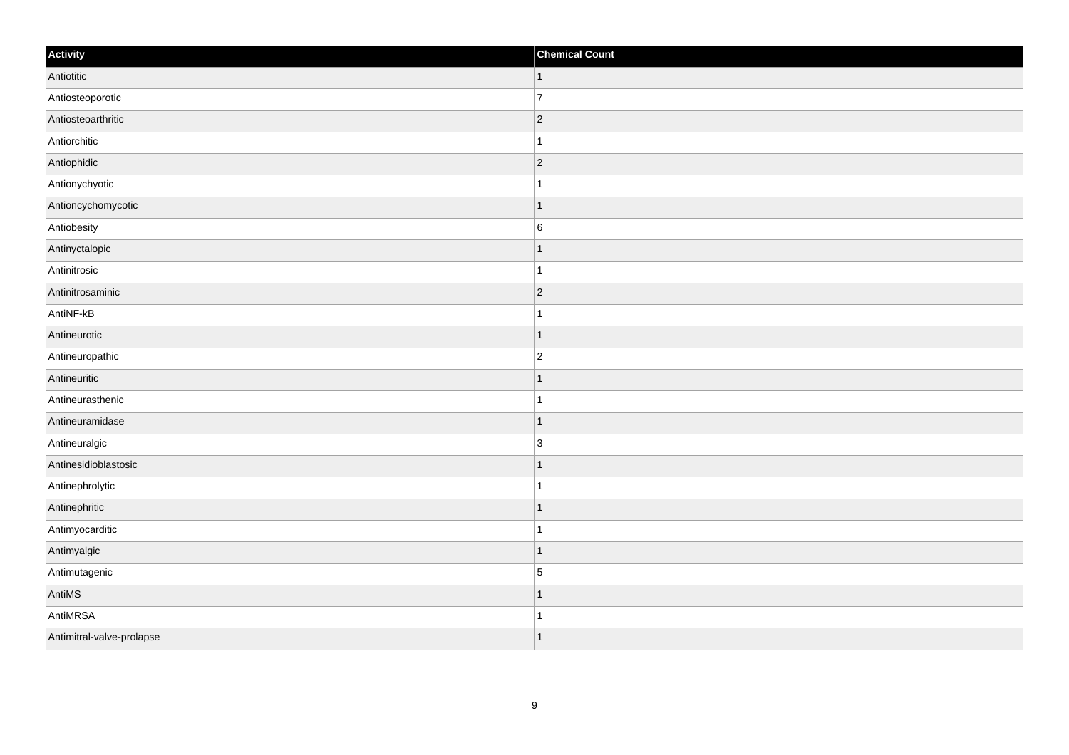| Activity | Chemical Count |
|---|---|
| Antiotitic | 1 |
| Antiosteoporotic | 7 |
| Antiosteoarthritic | 2 |
| Antiorchitic | 1 |
| Antiophidic | 2 |
| Antionychyotic | 1 |
| Antioncychomycotic | 1 |
| Antiobesity | 6 |
| Antinyctalopic | 1 |
| Antinitrosic | 1 |
| Antinitrosaminic | 2 |
| AntiNF-kB | 1 |
| Antineurotic | 1 |
| Antineuropathic | 2 |
| Antineuritic | 1 |
| Antineurasthenic | 1 |
| Antineuramidase | 1 |
| Antineuralgic | 3 |
| Antinesidioblastosic | 1 |
| Antinephrolytic | 1 |
| Antinephritic | 1 |
| Antimyocarditic | 1 |
| Antimyalgic | 1 |
| Antimutagenic | 5 |
| AntiMS | 1 |
| AntiMRSA | 1 |
| Antimitral-valve-prolapse | 1 |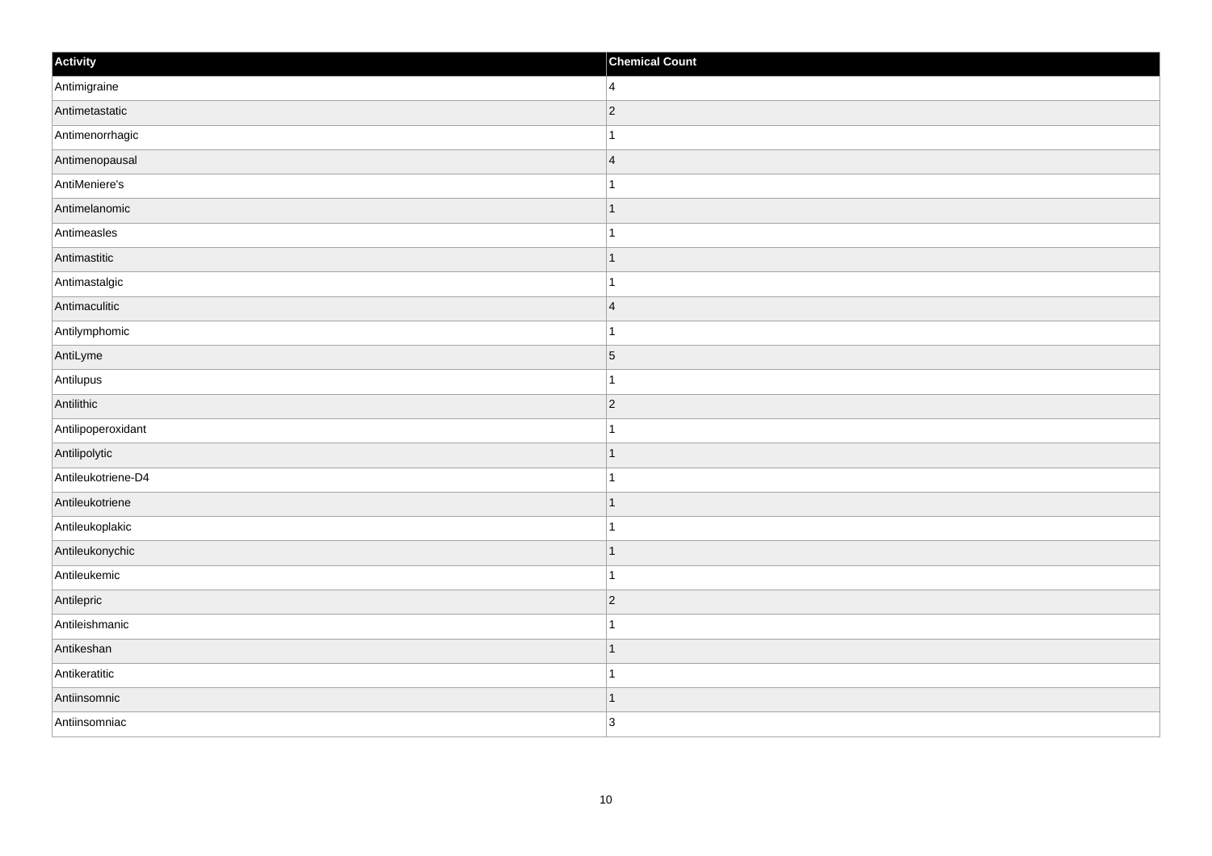| Activity | Chemical Count |
| --- | --- |
| Antimigraine | 4 |
| Antimetastatic | 2 |
| Antimenorrhagic | 1 |
| Antimenopausal | 4 |
| AntiMeniere's | 1 |
| Antimelanomic | 1 |
| Antimeasles | 1 |
| Antimastitic | 1 |
| Antimastalgic | 1 |
| Antimaculitic | 4 |
| Antilymphomic | 1 |
| AntiLyme | 5 |
| Antilupus | 1 |
| Antilithic | 2 |
| Antilipoperoxidant | 1 |
| Antilipolytic | 1 |
| Antileukotriene-D4 | 1 |
| Antileukotriene | 1 |
| Antileukoplakic | 1 |
| Antileukonychic | 1 |
| Antileukemic | 1 |
| Antilepric | 2 |
| Antileishmanic | 1 |
| Antikeshan | 1 |
| Antikeratitic | 1 |
| Antiinsomnic | 1 |
| Antiinsomniac | 3 |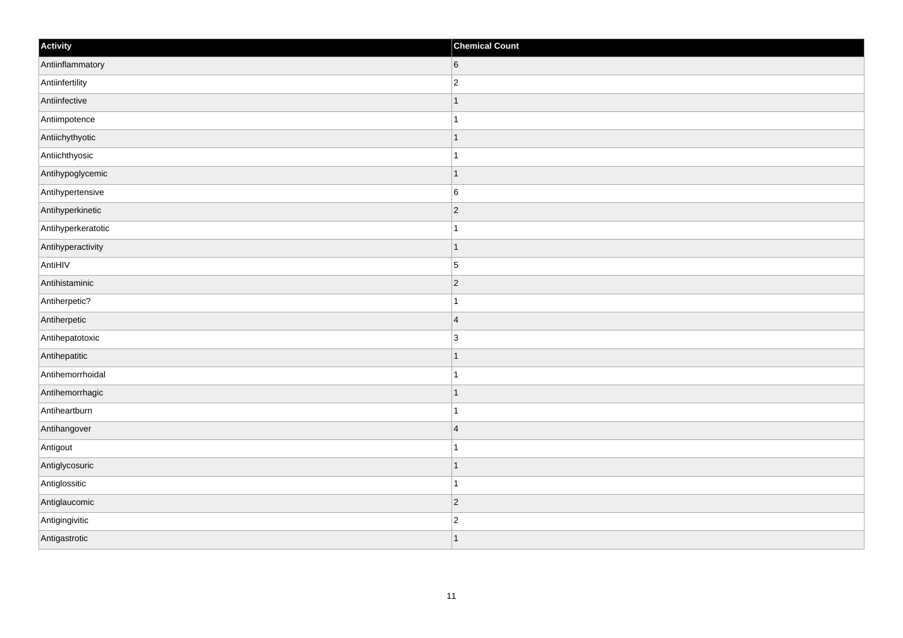| Activity | Chemical Count |
| --- | --- |
| Antiinflammatory | 6 |
| Antiinfertility | 2 |
| Antiinfective | 1 |
| Antiimpotence | 1 |
| Antiichythyotic | 1 |
| Antiichthyosic | 1 |
| Antihypoglycemic | 1 |
| Antihypertensive | 6 |
| Antihyperkinetic | 2 |
| Antihyperkeratotic | 1 |
| Antihyperactivity | 1 |
| AntiHIV | 5 |
| Antihistaminic | 2 |
| Antiherpetic? | 1 |
| Antiherpetic | 4 |
| Antihepatotoxic | 3 |
| Antihepatitic | 1 |
| Antihemorrhoidal | 1 |
| Antihemorrhagic | 1 |
| Antiheartburn | 1 |
| Antihangover | 4 |
| Antigout | 1 |
| Antiglycosuric | 1 |
| Antiglossitic | 1 |
| Antiglaucomic | 2 |
| Antigingivitic | 2 |
| Antigastrotic | 1 |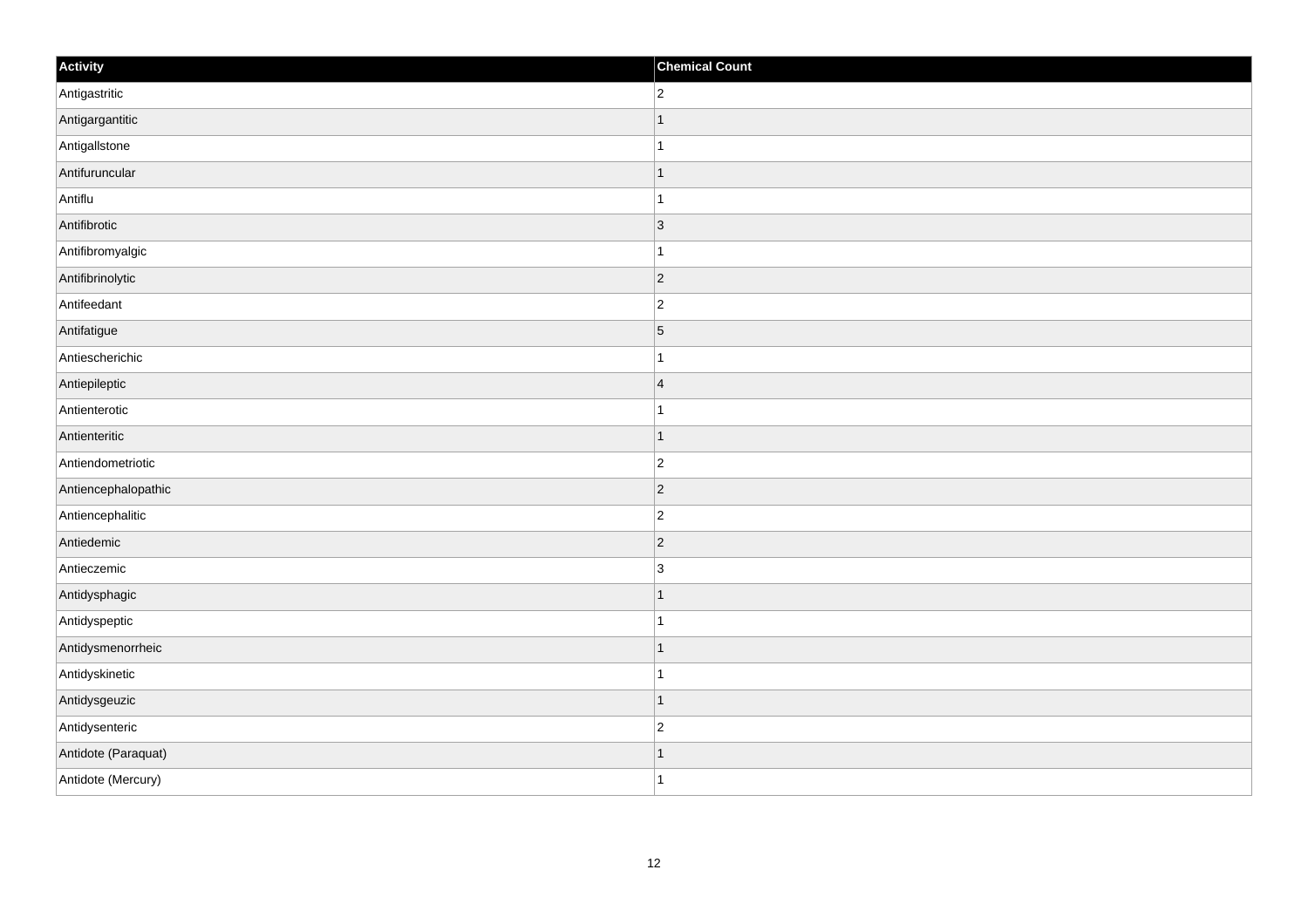| Activity | Chemical Count |
| --- | --- |
| Antigastritic | 2 |
| Antigargantitic | 1 |
| Antigallstone | 1 |
| Antifuruncular | 1 |
| Antiflu | 1 |
| Antifibrotic | 3 |
| Antifibromyalgic | 1 |
| Antifibrinolytic | 2 |
| Antifeedant | 2 |
| Antifatigue | 5 |
| Antiescherichic | 1 |
| Antiepileptic | 4 |
| Antienterotic | 1 |
| Antienteritic | 1 |
| Antiendometriotic | 2 |
| Antiencephalopathic | 2 |
| Antiencephalitic | 2 |
| Antiedemic | 2 |
| Antieczemic | 3 |
| Antidysphagic | 1 |
| Antidyspeptic | 1 |
| Antidysmenorrheic | 1 |
| Antidyskinetic | 1 |
| Antidysgeuzic | 1 |
| Antidysenteric | 2 |
| Antidote (Paraquat) | 1 |
| Antidote (Mercury) | 1 |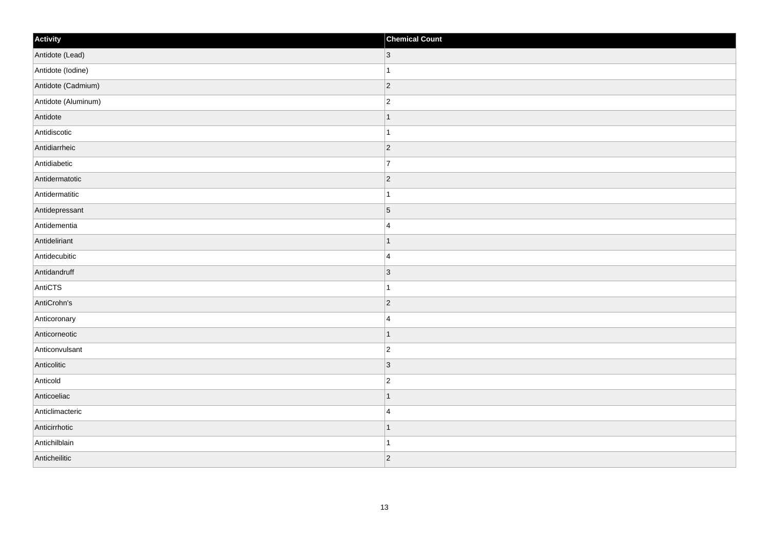| Activity | Chemical Count |
| --- | --- |
| Antidote (Lead) | 3 |
| Antidote (Iodine) | 1 |
| Antidote (Cadmium) | 2 |
| Antidote (Aluminum) | 2 |
| Antidote | 1 |
| Antidiscotic | 1 |
| Antidiarrheic | 2 |
| Antidiabetic | 7 |
| Antidermatotic | 2 |
| Antidermatitic | 1 |
| Antidepressant | 5 |
| Antidementia | 4 |
| Antideliriant | 1 |
| Antidecubitic | 4 |
| Antidandruff | 3 |
| AntiCTS | 1 |
| AntiCrohn's | 2 |
| Anticoronary | 4 |
| Anticorneotic | 1 |
| Anticonvulsant | 2 |
| Anticolitic | 3 |
| Anticold | 2 |
| Anticoeliac | 1 |
| Anticlimacteric | 4 |
| Anticirrhotic | 1 |
| Antichilblain | 1 |
| Anticheilitic | 2 |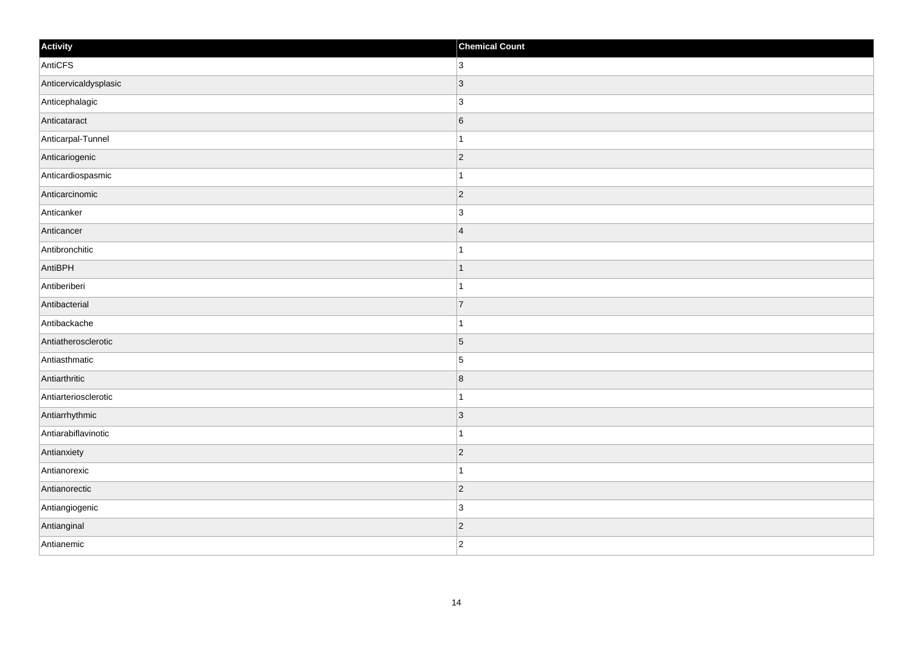| Activity | Chemical Count |
| --- | --- |
| AntiCFS | 3 |
| Anticervicaldysplasic | 3 |
| Anticephalagic | 3 |
| Anticataract | 6 |
| Anticarpal-Tunnel | 1 |
| Anticariogenic | 2 |
| Anticardiospasmic | 1 |
| Anticarcinomic | 2 |
| Anticanker | 3 |
| Anticancer | 4 |
| Antibronchitic | 1 |
| AntiBPH | 1 |
| Antiberiberi | 1 |
| Antibacterial | 7 |
| Antibackache | 1 |
| Antiatherosclerotic | 5 |
| Antiasthmatic | 5 |
| Antiarthritic | 8 |
| Antiarteriosclerotic | 1 |
| Antiarrhythmic | 3 |
| Antiarabiflavinotic | 1 |
| Antianxiety | 2 |
| Antianorexic | 1 |
| Antianorectic | 2 |
| Antiangiogenic | 3 |
| Antianginal | 2 |
| Antianemic | 2 |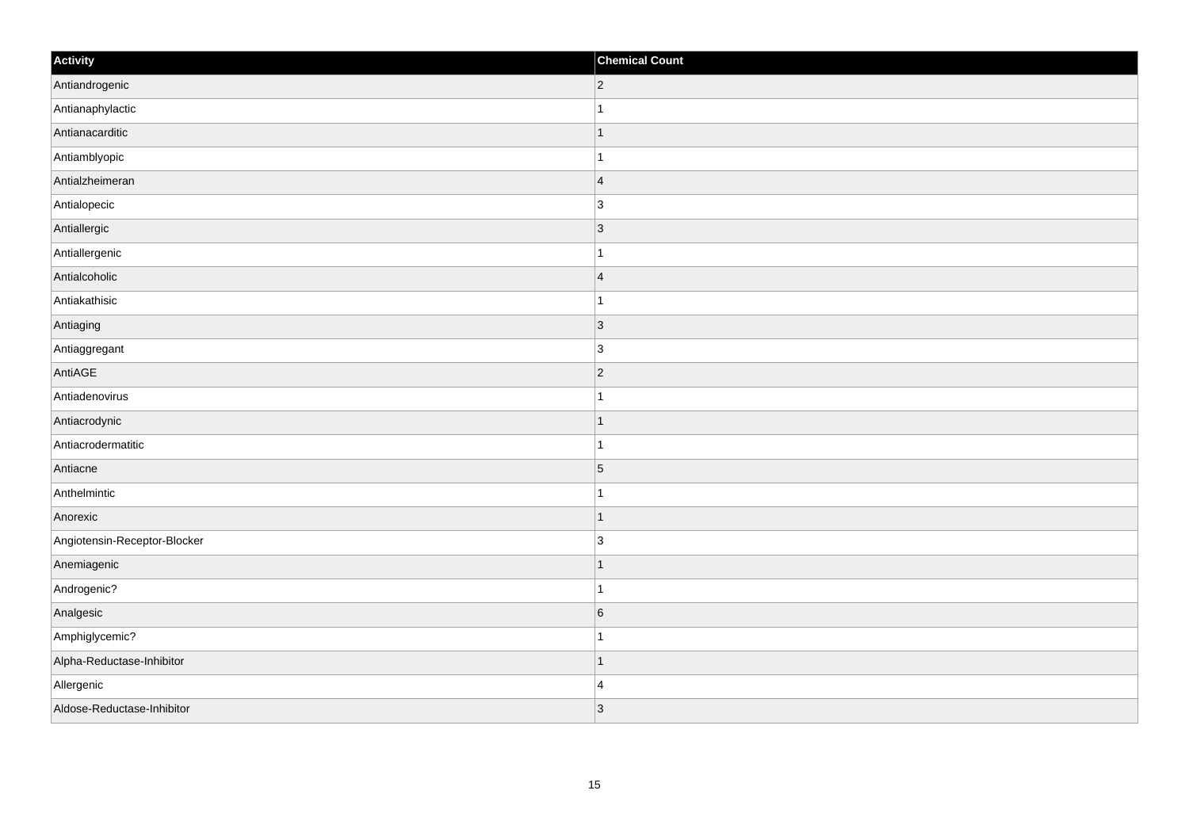| Activity | Chemical Count |
| --- | --- |
| Antiandrogenic | 2 |
| Antianaphylactic | 1 |
| Antianacarditic | 1 |
| Antiamblyopic | 1 |
| Antialzheimeran | 4 |
| Antialopecic | 3 |
| Antiallergic | 3 |
| Antiallergenic | 1 |
| Antialcoholic | 4 |
| Antiakathisic | 1 |
| Antiaging | 3 |
| Antiaggregant | 3 |
| AntiAGE | 2 |
| Antiadenovirus | 1 |
| Antiacrodynic | 1 |
| Antiacrodermatitic | 1 |
| Antiacne | 5 |
| Anthelmintic | 1 |
| Anorexic | 1 |
| Angiotensin-Receptor-Blocker | 3 |
| Anemiagenic | 1 |
| Androgenic? | 1 |
| Analgesic | 6 |
| Amphiglycemic? | 1 |
| Alpha-Reductase-Inhibitor | 1 |
| Allergenic | 4 |
| Aldose-Reductase-Inhibitor | 3 |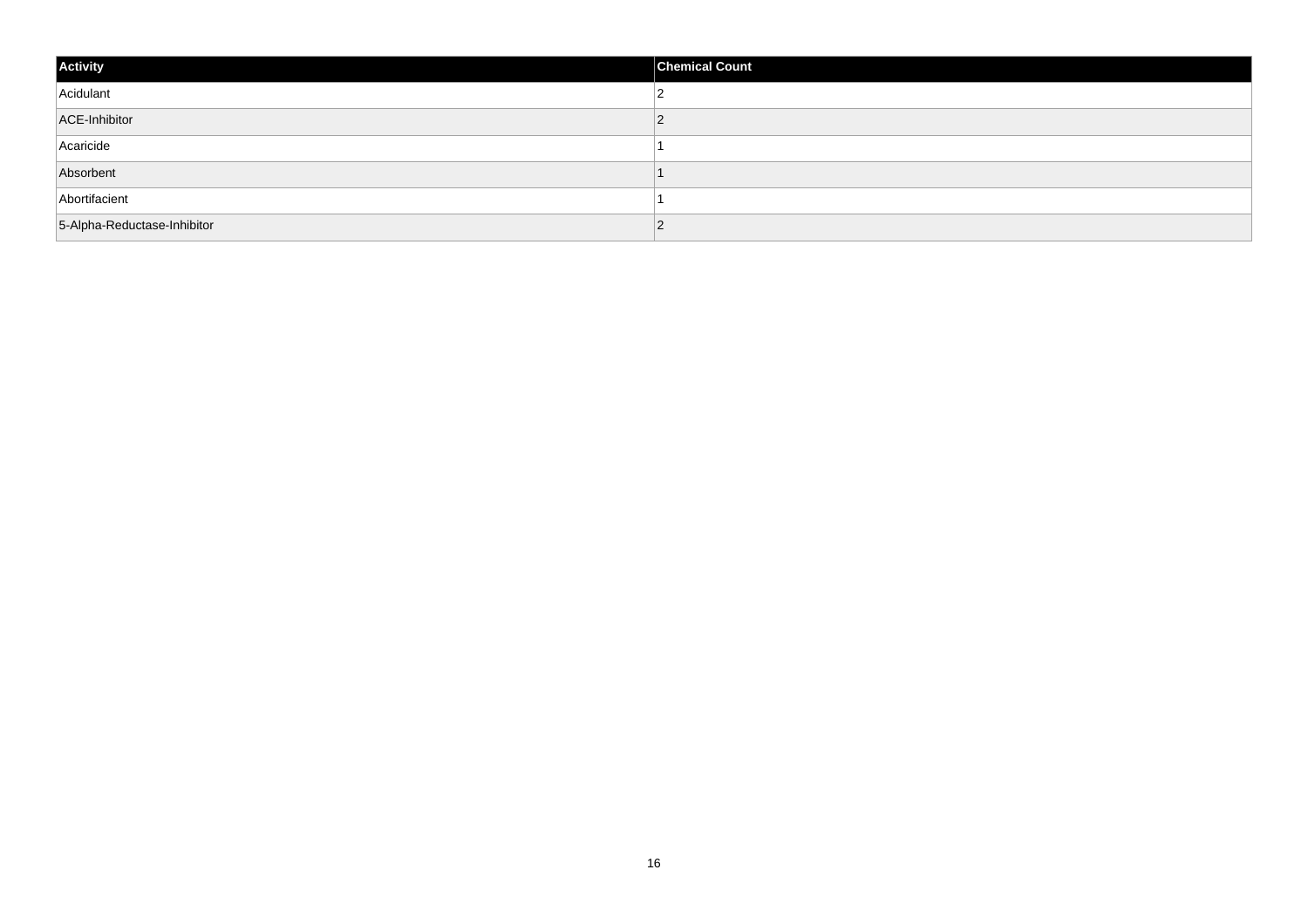| Activity | Chemical Count |
| --- | --- |
| Acidulant | 2 |
| ACE-Inhibitor | 2 |
| Acaricide | 1 |
| Absorbent | 1 |
| Abortifacient | 1 |
| 5-Alpha-Reductase-Inhibitor | 2 |